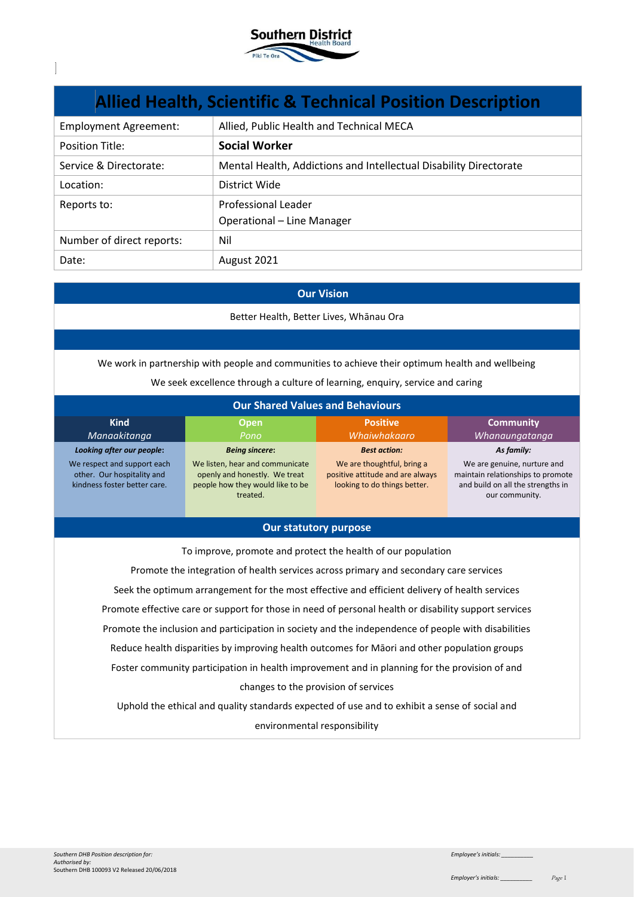# Allied Health, Scientific & Technical Position Description

| | |
|---|---|
| Employment Agreement: | Allied, Public Health and Technical MECA |
| Position Title: | **Social Worker** |
| Service & Directorate: | Mental Health, Addictions and Intellectual Disability Directorate |
| Location: | District Wide |
| Reports to: | Professional Leader<br>Operational – Line Manager |
| Number of direct reports: | Nil |
| Date: | August 2021 |

## Our Vision

Better Health, Better Lives, Whānau Ora

We work in partnership with people and communities to achieve their optimum health and wellbeing

We seek excellence through a culture of learning, enquiry, service and caring

## Our Shared Values and Behaviours

| Kind<br>*Manaakitanga* | Open<br>*Pono* | Positive<br>*Whaiwhakaaro* | Community<br>*Whanaungatanga* |
|---|---|---|---|
| ***Looking after our people:***<br>We respect and support each other. Our hospitality and kindness foster better care. | ***Being sincere:***<br>We listen, hear and communicate openly and honestly. We treat people how they would like to be treated. | ***Best action:***<br>We are thoughtful, bring a positive attitude and are always looking to do things better. | ***As family:***<br>We are genuine, nurture and maintain relationships to promote and build on all the strengths in our community. |

## Our statutory purpose

To improve, promote and protect the health of our population

Promote the integration of health services across primary and secondary care services

Seek the optimum arrangement for the most effective and efficient delivery of health services

Promote effective care or support for those in need of personal health or disability support services

Promote the inclusion and participation in society and the independence of people with disabilities

Reduce health disparities by improving health outcomes for Māori and other population groups

Foster community participation in health improvement and in planning for the provision of and changes to the provision of services

Uphold the ethical and quality standards expected of use and to exhibit a sense of social and environmental responsibility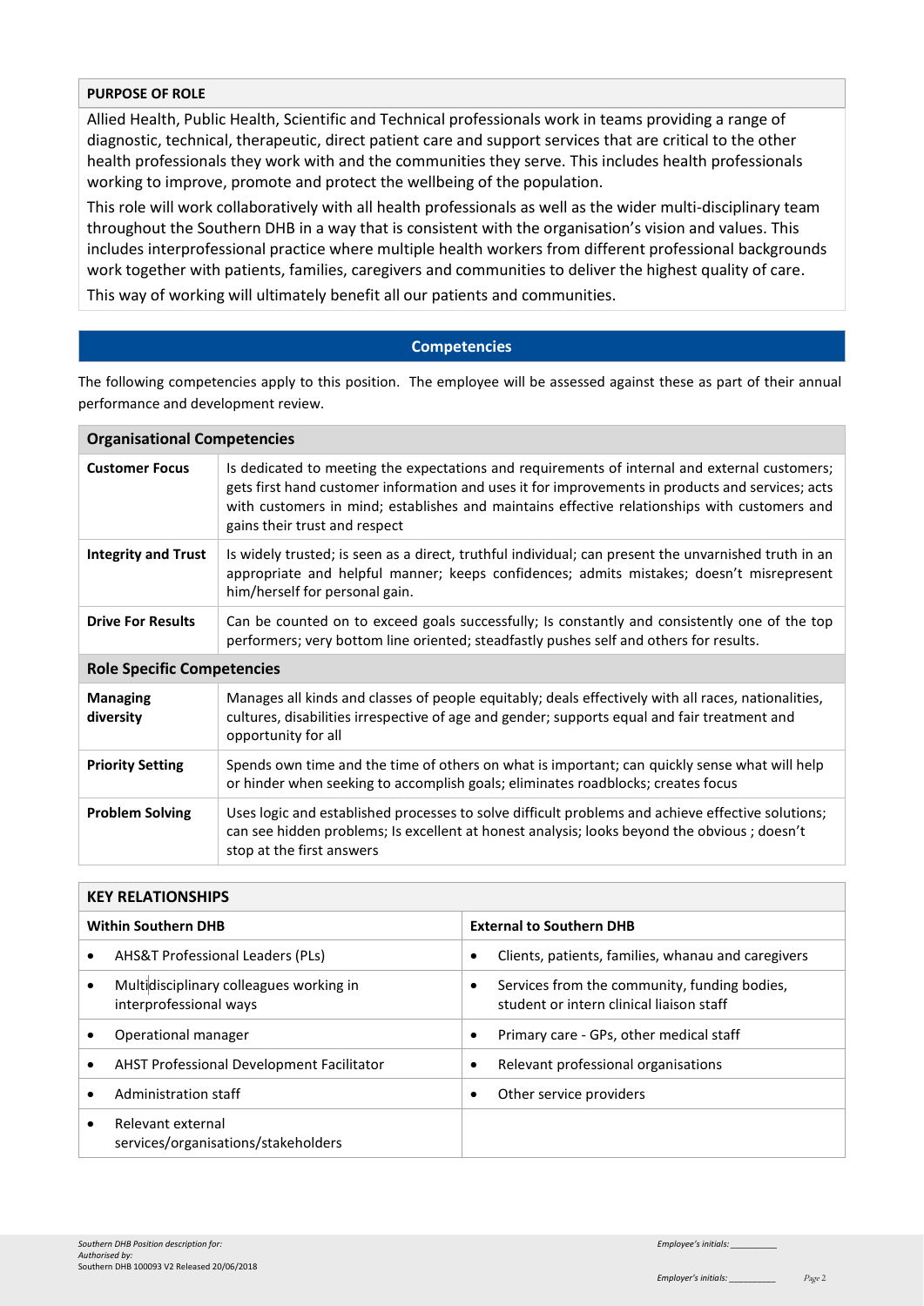## PURPOSE OF ROLE

Allied Health, Public Health, Scientific and Technical professionals work in teams providing a range of diagnostic, technical, therapeutic, direct patient care and support services that are critical to the other health professionals they work with and the communities they serve. This includes health professionals working to improve, promote and protect the wellbeing of the population.

This role will work collaboratively with all health professionals as well as the wider multi-disciplinary team throughout the Southern DHB in a way that is consistent with the organisation's vision and values. This includes interprofessional practice where multiple health workers from different professional backgrounds work together with patients, families, caregivers and communities to deliver the highest quality of care.

This way of working will ultimately benefit all our patients and communities.

## Competencies

The following competencies apply to this position. The employee will be assessed against these as part of their annual performance and development review.

| **Organisational Competencies** | |
|---|---|
| **Customer Focus** | Is dedicated to meeting the expectations and requirements of internal and external customers; gets first hand customer information and uses it for improvements in products and services; acts with customers in mind; establishes and maintains effective relationships with customers and gains their trust and respect |
| **Integrity and Trust** | Is widely trusted; is seen as a direct, truthful individual; can present the unvarnished truth in an appropriate and helpful manner; keeps confidences; admits mistakes; doesn't misrepresent him/herself for personal gain. |
| **Drive For Results** | Can be counted on to exceed goals successfully; Is constantly and consistently one of the top performers; very bottom line oriented; steadfastly pushes self and others for results. |
| **Role Specific Competencies** | |
| **Managing diversity** | Manages all kinds and classes of people equitably; deals effectively with all races, nationalities, cultures, disabilities irrespective of age and gender; supports equal and fair treatment and opportunity for all |
| **Priority Setting** | Spends own time and the time of others on what is important; can quickly sense what will help or hinder when seeking to accomplish goals; eliminates roadblocks; creates focus |
| **Problem Solving** | Uses logic and established processes to solve difficult problems and achieve effective solutions; can see hidden problems; Is excellent at honest analysis; looks beyond the obvious ; doesn't stop at the first answers |

## KEY RELATIONSHIPS

| Within Southern DHB | External to Southern DHB |
|---|---|
| • AHS&T Professional Leaders (PLs) | • Clients, patients, families, whanau and caregivers |
| • Multidisciplinary colleagues working in interprofessional ways | • Services from the community, funding bodies, student or intern clinical liaison staff |
| • Operational manager | • Primary care - GPs, other medical staff |
| • AHST Professional Development Facilitator | • Relevant professional organisations |
| • Administration staff | • Other service providers |
| • Relevant external services/organisations/stakeholders | |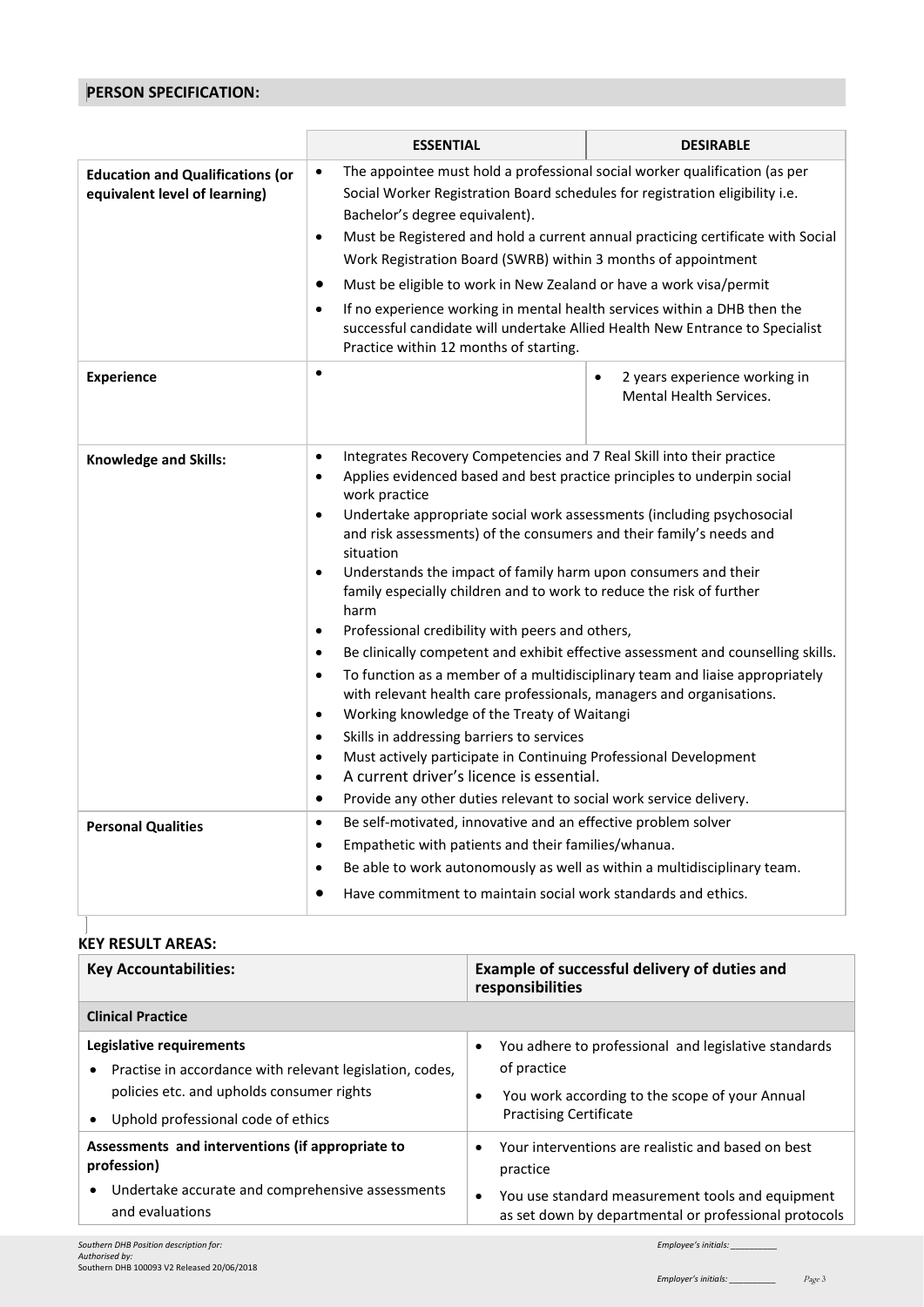## PERSON SPECIFICATION:

| | ESSENTIAL | DESIRABLE |
|---|---|---|
| **Education and Qualifications (or equivalent level of learning)** | • The appointee must hold a professional social worker qualification (as per Social Worker Registration Board schedules for registration eligibility i.e. Bachelor's degree equivalent).<br>• Must be Registered and hold a current annual practicing certificate with Social Work Registration Board (SWRB) within 3 months of appointment<br>• Must be eligible to work in New Zealand or have a work visa/permit<br>• If no experience working in mental health services within a DHB then the successful candidate will undertake Allied Health New Entrance to Specialist Practice within 12 months of starting. | |
| **Experience** | • | • 2 years experience working in Mental Health Services. |
| **Knowledge and Skills:** | • Integrates Recovery Competencies and 7 Real Skill into their practice<br>• Applies evidenced based and best practice principles to underpin social work practice<br>• Undertake appropriate social work assessments (including psychosocial and risk assessments) of the consumers and their family's needs and situation<br>• Understands the impact of family harm upon consumers and their family especially children and to work to reduce the risk of further harm<br>• Professional credibility with peers and others,<br>• Be clinically competent and exhibit effective assessment and counselling skills.<br>• To function as a member of a multidisciplinary team and liaise appropriately with relevant health care professionals, managers and organisations.<br>• Working knowledge of the Treaty of Waitangi<br>• Skills in addressing barriers to services<br>• Must actively participate in Continuing Professional Development<br>• A current driver's licence is essential.<br>• Provide any other duties relevant to social work service delivery. | |
| **Personal Qualities** | • Be self-motivated, innovative and an effective problem solver<br>• Empathetic with patients and their families/whanua.<br>• Be able to work autonomously as well as within a multidisciplinary team.<br>• Have commitment to maintain social work standards and ethics. | |

## KEY RESULT AREAS:

| Key Accountabilities: | Example of successful delivery of duties and responsibilities |
|---|---|
| **Clinical Practice** | |
| **Legislative requirements**<br>• Practise in accordance with relevant legislation, codes, policies etc. and upholds consumer rights<br>• Uphold professional code of ethics | • You adhere to professional and legislative standards of practice<br>• You work according to the scope of your Annual Practising Certificate |
| **Assessments and interventions (if appropriate to profession)**<br>• Undertake accurate and comprehensive assessments and evaluations | • Your interventions are realistic and based on best practice<br>• You use standard measurement tools and equipment as set down by departmental or professional protocols |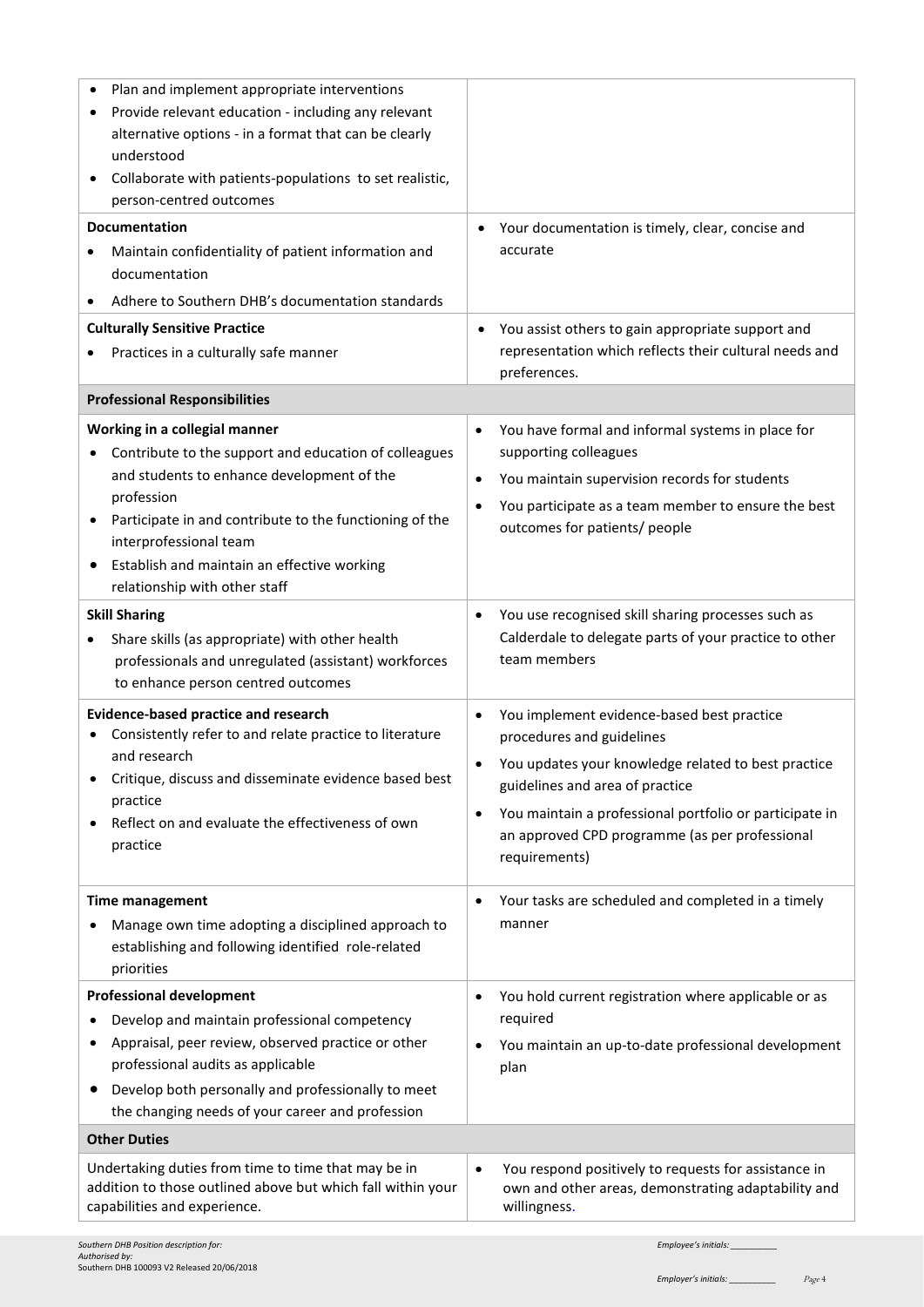| | |
|---|---|
| • Plan and implement appropriate interventions<br>• Provide relevant education - including any relevant alternative options - in a format that can be clearly understood<br>• Collaborate with patients-populations to set realistic, person-centred outcomes | |
| **Documentation**<br>• Maintain confidentiality of patient information and documentation<br>• Adhere to Southern DHB's documentation standards | • Your documentation is timely, clear, concise and accurate |
| **Culturally Sensitive Practice**<br>• Practices in a culturally safe manner | • You assist others to gain appropriate support and representation which reflects their cultural needs and preferences. |
| **Professional Responsibilities** | |
| **Working in a collegial manner**<br>• Contribute to the support and education of colleagues and students to enhance development of the profession<br>• Participate in and contribute to the functioning of the interprofessional team<br>• Establish and maintain an effective working relationship with other staff | • You have formal and informal systems in place for supporting colleagues<br>• You maintain supervision records for students<br>• You participate as a team member to ensure the best outcomes for patients/ people |
| **Skill Sharing**<br>• Share skills (as appropriate) with other health professionals and unregulated (assistant) workforces to enhance person centred outcomes | • You use recognised skill sharing processes such as Calderdale to delegate parts of your practice to other team members |
| **Evidence-based practice and research**<br>• Consistently refer to and relate practice to literature and research<br>• Critique, discuss and disseminate evidence based best practice<br>• Reflect on and evaluate the effectiveness of own practice | • You implement evidence-based best practice procedures and guidelines<br>• You updates your knowledge related to best practice guidelines and area of practice<br>• You maintain a professional portfolio or participate in an approved CPD programme (as per professional requirements) |
| **Time management**<br>• Manage own time adopting a disciplined approach to establishing and following identified role-related priorities | • Your tasks are scheduled and completed in a timely manner |
| **Professional development**<br>• Develop and maintain professional competency<br>• Appraisal, peer review, observed practice or other professional audits as applicable<br>• Develop both personally and professionally to meet the changing needs of your career and profession | • You hold current registration where applicable or as required<br>• You maintain an up-to-date professional development plan |
| **Other Duties** | |
| Undertaking duties from time to time that may be in addition to those outlined above but which fall within your capabilities and experience. | • You respond positively to requests for assistance in own and other areas, demonstrating adaptability and willingness. |

*Southern DHB Position description for:*
*Authorised by:*
Southern DHB 100093 V2 Released 20/06/2018

*Employee's initials:* __________

*Employer's initials:* __________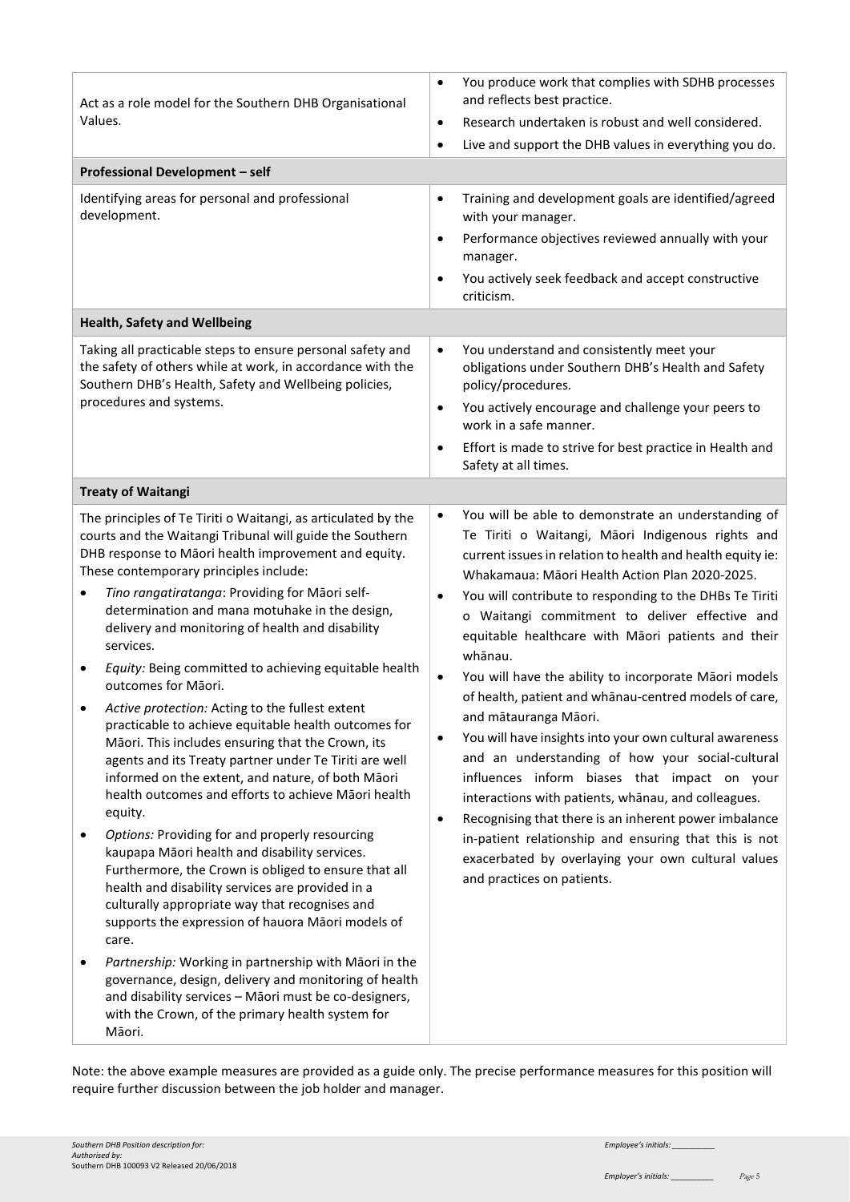| | |
|---|---|
| Act as a role model for the Southern DHB Organisational Values. | • You produce work that complies with SDHB processes and reflects best practice.<br>• Research undertaken is robust and well considered.<br>• Live and support the DHB values in everything you do. |
| **Professional Development – self** | |
| Identifying areas for personal and professional development. | • Training and development goals are identified/agreed with your manager.<br>• Performance objectives reviewed annually with your manager.<br>• You actively seek feedback and accept constructive criticism. |
| **Health, Safety and Wellbeing** | |
| Taking all practicable steps to ensure personal safety and the safety of others while at work, in accordance with the Southern DHB's Health, Safety and Wellbeing policies, procedures and systems. | • You understand and consistently meet your obligations under Southern DHB's Health and Safety policy/procedures.<br>• You actively encourage and challenge your peers to work in a safe manner.<br>• Effort is made to strive for best practice in Health and Safety at all times. |
| **Treaty of Waitangi** | |
| The principles of Te Tiriti o Waitangi, as articulated by the courts and the Waitangi Tribunal will guide the Southern DHB response to Māori health improvement and equity. These contemporary principles include:<br>• *Tino rangatiratanga*: Providing for Māori self-determination and mana motuhake in the design, delivery and monitoring of health and disability services.<br>• *Equity:* Being committed to achieving equitable health outcomes for Māori.<br>• *Active protection:* Acting to the fullest extent practicable to achieve equitable health outcomes for Māori. This includes ensuring that the Crown, its agents and its Treaty partner under Te Tiriti are well informed on the extent, and nature, of both Māori health outcomes and efforts to achieve Māori health equity.<br>• *Options:* Providing for and properly resourcing kaupapa Māori health and disability services. Furthermore, the Crown is obliged to ensure that all health and disability services are provided in a culturally appropriate way that recognises and supports the expression of hauora Māori models of care.<br>• *Partnership:* Working in partnership with Māori in the governance, design, delivery and monitoring of health and disability services – Māori must be co-designers, with the Crown, of the primary health system for Māori. | • You will be able to demonstrate an understanding of Te Tiriti o Waitangi, Māori Indigenous rights and current issues in relation to health and health equity ie: Whakamaua: Māori Health Action Plan 2020-2025.<br>• You will contribute to responding to the DHBs Te Tiriti o Waitangi commitment to deliver effective and equitable healthcare with Māori patients and their whānau.<br>• You will have the ability to incorporate Māori models of health, patient and whānau-centred models of care, and mātauranga Māori.<br>• You will have insights into your own cultural awareness and an understanding of how your social-cultural influences inform biases that impact on your interactions with patients, whānau, and colleagues.<br>• Recognising that there is an inherent power imbalance in-patient relationship and ensuring that this is not exacerbated by overlaying your own cultural values and practices on patients. |

Note: the above example measures are provided as a guide only. The precise performance measures for this position will require further discussion between the job holder and manager.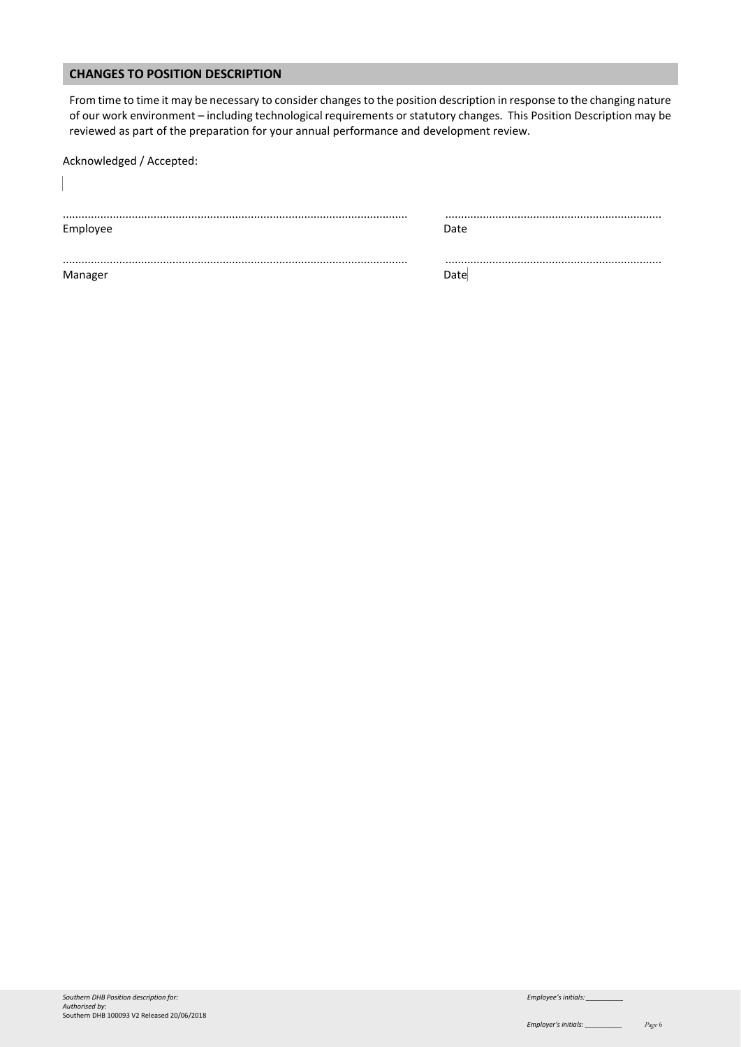## CHANGES TO POSITION DESCRIPTION

From time to time it may be necessary to consider changes to the position description in response to the changing nature of our work environment – including technological requirements or statutory changes. This Position Description may be reviewed as part of the preparation for your annual performance and development review.

Acknowledged / Accepted:

| | |
|---|---|
| ............................................................................................................ | ..................................................................... |
| Employee | Date |
| ............................................................................................................ | ..................................................................... |
| Manager | Date |